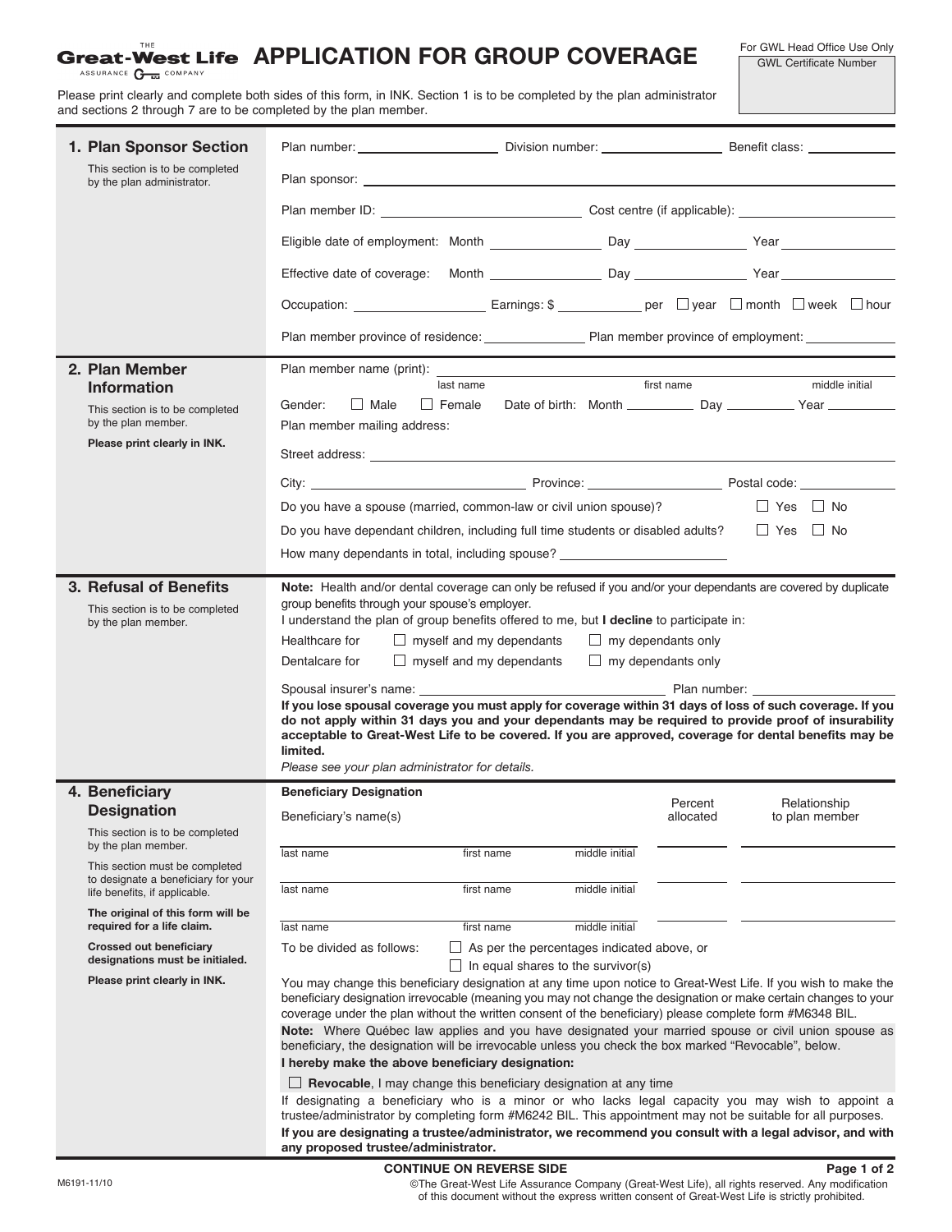# APPLICATION FOR GROUP COVERAGE

For GWL Head Office Use Only
GWL Certificate Number

Please print clearly and complete both sides of this form, in INK. Section 1 is to be completed by the plan administrator and sections 2 through 7 are to be completed by the plan member.

## 1. Plan Sponsor Section

This section is to be completed by the plan administrator.

Plan number: ______ Division number: ______ Benefit class: ______

Plan sponsor: ______

Plan member ID: ______ Cost centre (if applicable): ______

Eligible date of employment: Month ______ Day ______ Year ______

Effective date of coverage: Month ______ Day ______ Year ______

Occupation: ______ Earnings: $ ______ per ☐ year ☐ month ☐ week ☐ hour

Plan member province of residence: ______ Plan member province of employment: ______

## 2. Plan Member Information

This section is to be completed by the plan member.

**Please print clearly in INK.**

Plan member name (print): ______ last name ______ first name ______ middle initial

Gender: ☐ Male ☐ Female Date of birth: Month ______ Day ______ Year ______

Plan member mailing address:

Street address: ______

City: ______ Province: ______ Postal code: ______

Do you have a spouse (married, common-law or civil union spouse)? ☐ Yes ☐ No

Do you have dependant children, including full time students or disabled adults? ☐ Yes ☐ No

How many dependants in total, including spouse? ______

## 3. Refusal of Benefits

This section is to be completed by the plan member.

**Note:** Health and/or dental coverage can only be refused if you and/or your dependants are covered by duplicate group benefits through your spouse's employer.

I understand the plan of group benefits offered to me, but **I decline** to participate in:

Healthcare for ☐ myself and my dependants ☐ my dependants only

Dentalcare for ☐ myself and my dependants ☐ my dependants only

Spousal insurer's name: ______ Plan number: ______

**If you lose spousal coverage you must apply for coverage within 31 days of loss of such coverage. If you do not apply within 31 days you and your dependants may be required to provide proof of insurability acceptable to Great-West Life to be covered. If you are approved, coverage for dental benefits may be limited.**

*Please see your plan administrator for details.*

## 4. Beneficiary Designation

This section is to be completed by the plan member.

This section must be completed to designate a beneficiary for your life benefits, if applicable.

**The original of this form will be required for a life claim.**

**Crossed out beneficiary designations must be initialed.**

**Please print clearly in INK.**

**Beneficiary Designation**

| Beneficiary's name(s) | | | Percent allocated | Relationship to plan member |
|---|---|---|---|---|
| last name | first name | middle initial | | |
| last name | first name | middle initial | | |
| last name | first name | middle initial | | |

To be divided as follows: ☐ As per the percentages indicated above, or
☐ In equal shares to the survivor(s)

You may change this beneficiary designation at any time upon notice to Great-West Life. If you wish to make the beneficiary designation irrevocable (meaning you may not change the designation or make certain changes to your coverage under the plan without the written consent of the beneficiary) please complete form #M6348 BIL.

**Note:** Where Québec law applies and you have designated your married spouse or civil union spouse as beneficiary, the designation will be irrevocable unless you check the box marked "Revocable", below.

**I hereby make the above beneficiary designation:**

☐ **Revocable**, I may change this beneficiary designation at any time

If designating a beneficiary who is a minor or who lacks legal capacity you may wish to appoint a trustee/administrator by completing form #M6242 BIL. This appointment may not be suitable for all purposes.

**If you are designating a trustee/administrator, we recommend you consult with a legal advisor, and with any proposed trustee/administrator.**

**CONTINUE ON REVERSE SIDE**

M6191-11/10

©The Great-West Life Assurance Company (Great-West Life), all rights reserved. Any modification of this document without the express written consent of Great-West Life is strictly prohibited.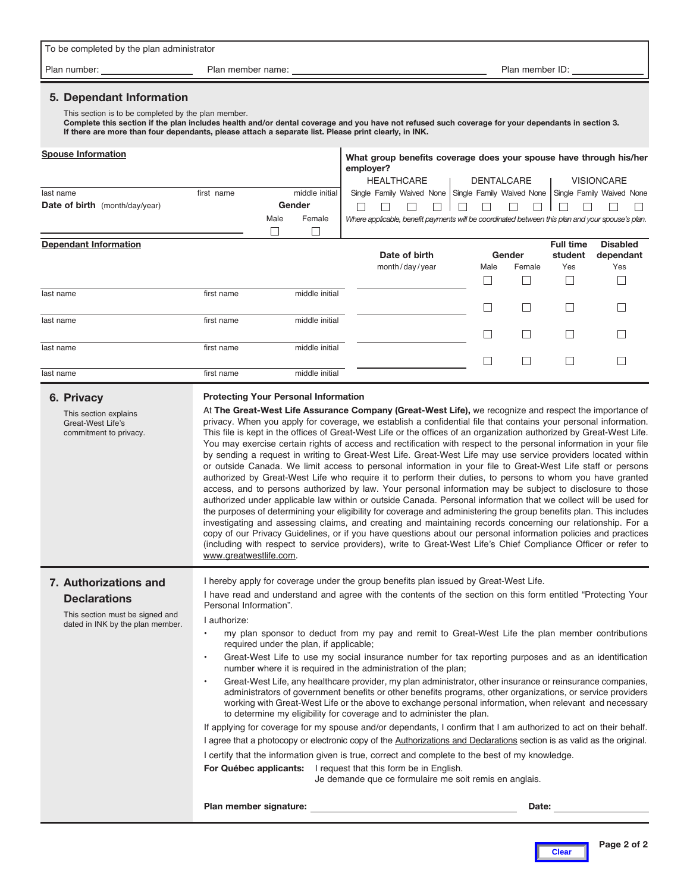To be completed by the plan administrator

Plan number: ______________ Plan member name: ______________________________ Plan member ID: ______________

## 5. Dependant Information

This section is to be completed by the plan member.

**Complete this section if the plan includes health and/or dental coverage and you have not refused such coverage for your dependants in section 3. If there are more than four dependants, please attach a separate list. Please print clearly, in INK.**

**Spouse Information**

| last name | first name | middle initial |
|---|---|---|
| | | |

**Date of birth** (month/day/year) ______________

**Gender** Male ☐ Female ☐

**What group benefits coverage does your spouse have through his/her employer?**

| HEALTHCARE | | | | DENTALCARE | | | | VISIONCARE | | | |
|---|---|---|---|---|---|---|---|---|---|---|---|
| Single | Family | Waived | None | Single | Family | Waived | None | Single | Family | Waived | None |
| ☐ | ☐ | ☐ | ☐ | ☐ | ☐ | ☐ | ☐ | ☐ | ☐ | ☐ | ☐ |

*Where applicable, benefit payments will be coordinated between this plan and your spouse's plan.*

**Dependant Information**

| last name | first name | middle initial | Date of birth month/day/year | Gender Male | Gender Female | Full time student Yes | Disabled dependant Yes |
|---|---|---|---|---|---|---|---|
| | | | | ☐ | ☐ | ☐ | ☐ |
| | | | | ☐ | ☐ | ☐ | ☐ |
| | | | | ☐ | ☐ | ☐ | ☐ |
| | | | | ☐ | ☐ | ☐ | ☐ |

## 6. Privacy

This section explains Great-West Life's commitment to privacy.

**Protecting Your Personal Information**

At **The Great-West Life Assurance Company (Great-West Life),** we recognize and respect the importance of privacy. When you apply for coverage, we establish a confidential file that contains your personal information. This file is kept in the offices of Great-West Life or the offices of an organization authorized by Great-West Life. You may exercise certain rights of access and rectification with respect to the personal information in your file by sending a request in writing to Great-West Life. Great-West Life may use service providers located within or outside Canada. We limit access to personal information in your file to Great-West Life staff or persons authorized by Great-West Life who require it to perform their duties, to persons to whom you have granted access, and to persons authorized by law. Your personal information may be subject to disclosure to those authorized under applicable law within or outside Canada. Personal information that we collect will be used for the purposes of determining your eligibility for coverage and administering the group benefits plan. This includes investigating and assessing claims, and creating and maintaining records concerning our relationship. For a copy of our Privacy Guidelines, or if you have questions about our personal information policies and practices (including with respect to service providers), write to Great-West Life's Chief Compliance Officer or refer to www.greatwestlife.com.

## 7. Authorizations and Declarations

This section must be signed and dated in INK by the plan member.

I hereby apply for coverage under the group benefits plan issued by Great-West Life.

I have read and understand and agree with the contents of the section on this form entitled "Protecting Your Personal Information".

I authorize:

- my plan sponsor to deduct from my pay and remit to Great-West Life the plan member contributions required under the plan, if applicable;
- Great-West Life to use my social insurance number for tax reporting purposes and as an identification number where it is required in the administration of the plan;
- Great-West Life, any healthcare provider, my plan administrator, other insurance or reinsurance companies, administrators of government benefits or other benefits programs, other organizations, or service providers working with Great-West Life or the above to exchange personal information, when relevant and necessary to determine my eligibility for coverage and to administer the plan.

If applying for coverage for my spouse and/or dependants, I confirm that I am authorized to act on their behalf.

I agree that a photocopy or electronic copy of the Authorizations and Declarations section is as valid as the original.

I certify that the information given is true, correct and complete to the best of my knowledge.

**For Québec applicants:** I request that this form be in English.
Je demande que ce formulaire me soit remis en anglais.

**Plan member signature:** ______________________________ **Date:** ______________

Clear